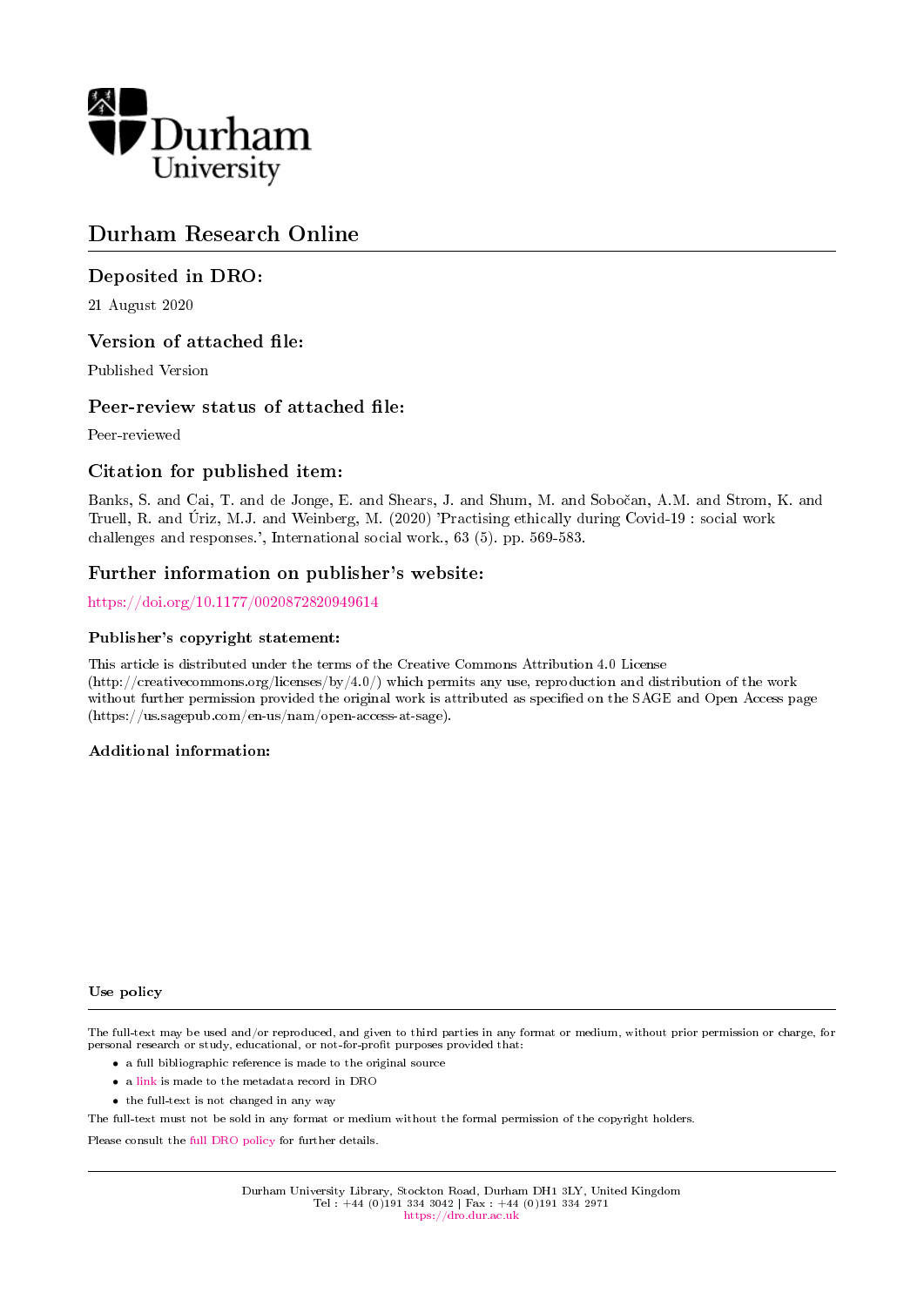Durham University

# Durham Research Online

## Deposited in DRO:

21 August 2020

## Version of attached file:

Published Version

## Peer-review status of attached file:

Peer-reviewed

## Citation for published item:

Banks, S. and Cai, T. and de Jonge, E. and Shears, J. and Shum, M. and Sobočan, A.M. and Strom, K. and Truell, R. and Úriz, M.J. and Weinberg, M. (2020) 'Practising ethically during Covid-19 : social work challenges and responses.', International social work., 63 (5). pp. 569-583.

## Further information on publisher's website:

https://doi.org/10.1177/0020872820949614

### Publisher's copyright statement:

This article is distributed under the terms of the Creative Commons Attribution 4.0 License (http://creativecommons.org/licenses/by/4.0/) which permits any use, reproduction and distribution of the work without further permission provided the original work is attributed as specified on the SAGE and Open Access page (https://us.sagepub.com/en-us/nam/open-access-at-sage).

### Additional information:

### Use policy

The full-text may be used and/or reproduced, and given to third parties in any format or medium, without prior permission or charge, for personal research or study, educational, or not-for-profit purposes provided that:

- a full bibliographic reference is made to the original source
- a link is made to the metadata record in DRO
- the full-text is not changed in any way

The full-text must not be sold in any format or medium without the formal permission of the copyright holders.

Please consult the full DRO policy for further details.

Durham University Library, Stockton Road, Durham DH1 3LY, United Kingdom
Tel : +44 (0)191 334 3042 | Fax : +44 (0)191 334 2971
https://dro.dur.ac.uk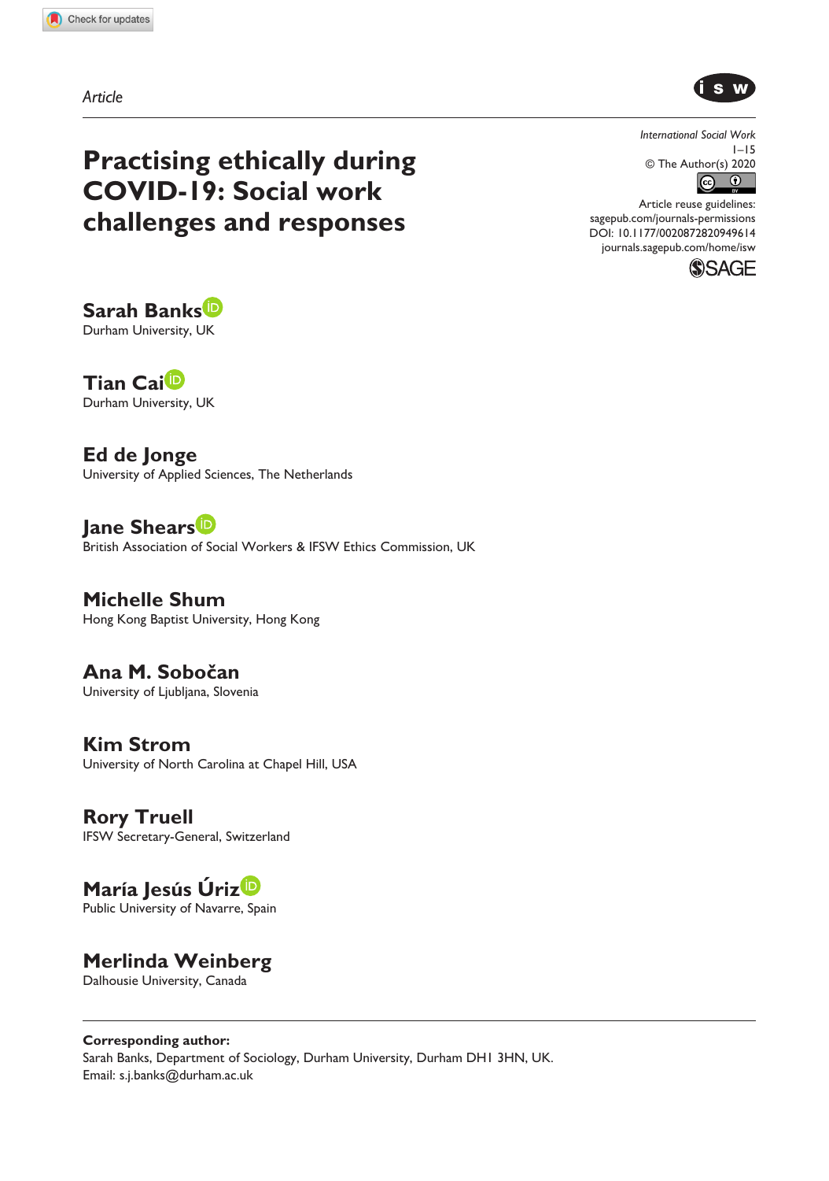Article

# Practising ethically during COVID-19: Social work challenges and responses

International Social Work
© The Author(s) 2020
Article reuse guidelines: sagepub.com/journals-permissions
DOI: 10.1177/0020872820949614
journals.sagepub.com/home/isw

**Sarah Banks**
Durham University, UK

**Tian Cai**
Durham University, UK

**Ed de Jonge**
University of Applied Sciences, The Netherlands

**Jane Shears**
British Association of Social Workers & IFSW Ethics Commission, UK

**Michelle Shum**
Hong Kong Baptist University, Hong Kong

**Ana M. Sobočan**
University of Ljubljana, Slovenia

**Kim Strom**
University of North Carolina at Chapel Hill, USA

**Rory Truell**
IFSW Secretary-General, Switzerland

**María Jesús Úriz**
Public University of Navarre, Spain

**Merlinda Weinberg**
Dalhousie University, Canada

**Corresponding author:**
Sarah Banks, Department of Sociology, Durham University, Durham DH1 3HN, UK.
Email: s.j.banks@durham.ac.uk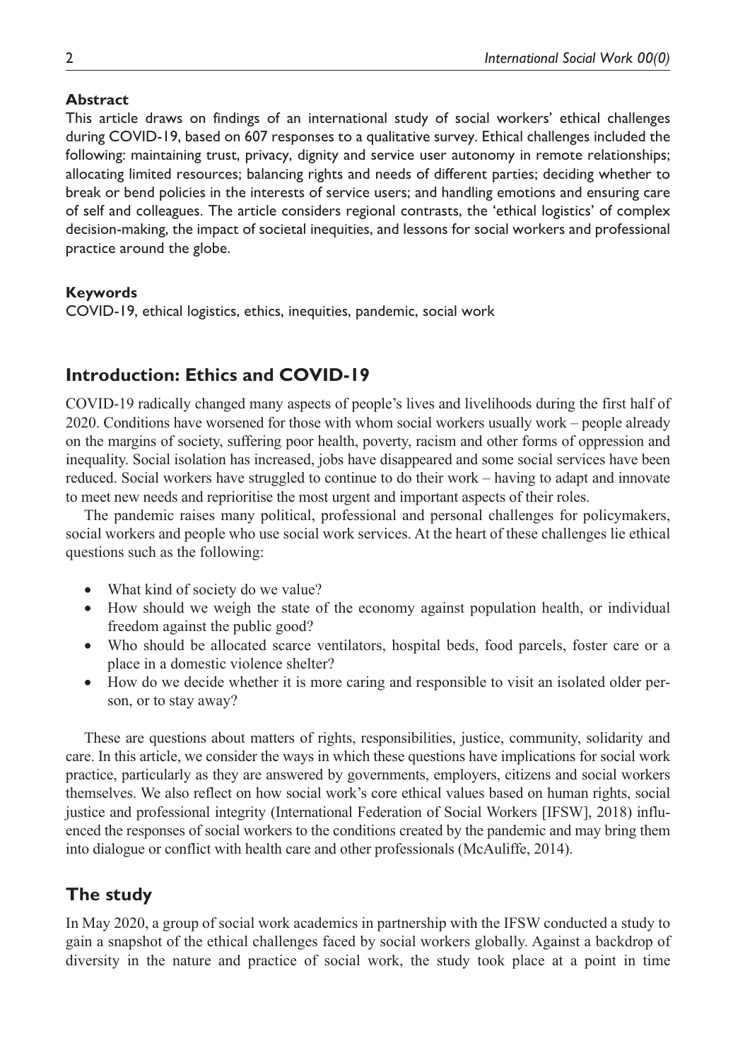**Abstract**

This article draws on findings of an international study of social workers' ethical challenges during COVID-19, based on 607 responses to a qualitative survey. Ethical challenges included the following: maintaining trust, privacy, dignity and service user autonomy in remote relationships; allocating limited resources; balancing rights and needs of different parties; deciding whether to break or bend policies in the interests of service users; and handling emotions and ensuring care of self and colleagues. The article considers regional contrasts, the 'ethical logistics' of complex decision-making, the impact of societal inequities, and lessons for social workers and professional practice around the globe.

**Keywords**

COVID-19, ethical logistics, ethics, inequities, pandemic, social work

## Introduction: Ethics and COVID-19

COVID-19 radically changed many aspects of people's lives and livelihoods during the first half of 2020. Conditions have worsened for those with whom social workers usually work – people already on the margins of society, suffering poor health, poverty, racism and other forms of oppression and inequality. Social isolation has increased, jobs have disappeared and some social services have been reduced. Social workers have struggled to continue to do their work – having to adapt and innovate to meet new needs and reprioritise the most urgent and important aspects of their roles.

The pandemic raises many political, professional and personal challenges for policymakers, social workers and people who use social work services. At the heart of these challenges lie ethical questions such as the following:

- What kind of society do we value?
- How should we weigh the state of the economy against population health, or individual freedom against the public good?
- Who should be allocated scarce ventilators, hospital beds, food parcels, foster care or a place in a domestic violence shelter?
- How do we decide whether it is more caring and responsible to visit an isolated older person, or to stay away?

These are questions about matters of rights, responsibilities, justice, community, solidarity and care. In this article, we consider the ways in which these questions have implications for social work practice, particularly as they are answered by governments, employers, citizens and social workers themselves. We also reflect on how social work's core ethical values based on human rights, social justice and professional integrity (International Federation of Social Workers [IFSW], 2018) influenced the responses of social workers to the conditions created by the pandemic and may bring them into dialogue or conflict with health care and other professionals (McAuliffe, 2014).

## The study

In May 2020, a group of social work academics in partnership with the IFSW conducted a study to gain a snapshot of the ethical challenges faced by social workers globally. Against a backdrop of diversity in the nature and practice of social work, the study took place at a point in time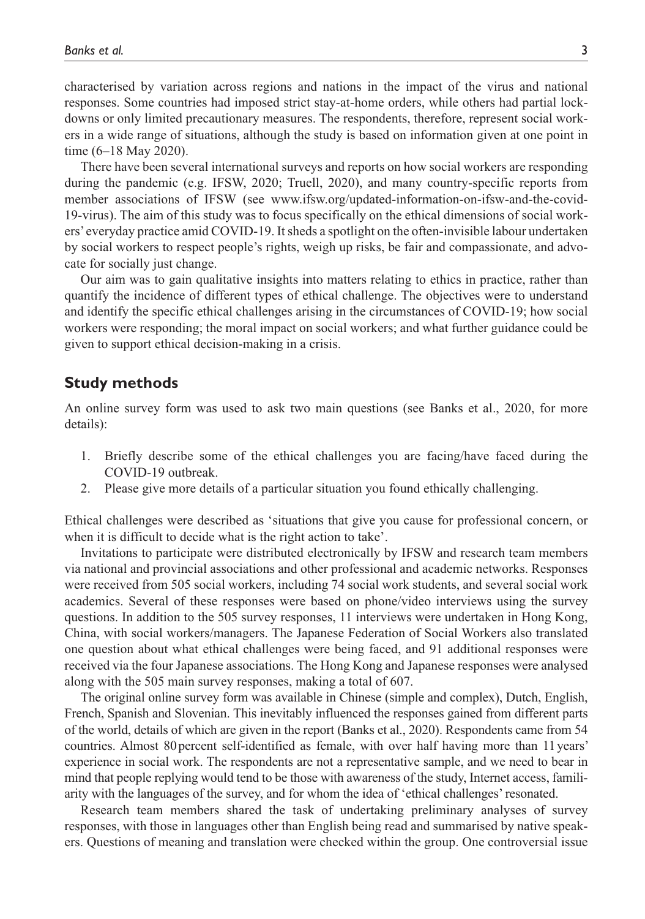characterised by variation across regions and nations in the impact of the virus and national responses. Some countries had imposed strict stay-at-home orders, while others had partial lockdowns or only limited precautionary measures. The respondents, therefore, represent social workers in a wide range of situations, although the study is based on information given at one point in time (6–18 May 2020).

There have been several international surveys and reports on how social workers are responding during the pandemic (e.g. IFSW, 2020; Truell, 2020), and many country-specific reports from member associations of IFSW (see www.ifsw.org/updated-information-on-ifsw-and-the-covid-19-virus). The aim of this study was to focus specifically on the ethical dimensions of social workers' everyday practice amid COVID-19. It sheds a spotlight on the often-invisible labour undertaken by social workers to respect people's rights, weigh up risks, be fair and compassionate, and advocate for socially just change.

Our aim was to gain qualitative insights into matters relating to ethics in practice, rather than quantify the incidence of different types of ethical challenge. The objectives were to understand and identify the specific ethical challenges arising in the circumstances of COVID-19; how social workers were responding; the moral impact on social workers; and what further guidance could be given to support ethical decision-making in a crisis.

## Study methods

An online survey form was used to ask two main questions (see Banks et al., 2020, for more details):

1. Briefly describe some of the ethical challenges you are facing/have faced during the COVID-19 outbreak.
2. Please give more details of a particular situation you found ethically challenging.

Ethical challenges were described as 'situations that give you cause for professional concern, or when it is difficult to decide what is the right action to take'.

Invitations to participate were distributed electronically by IFSW and research team members via national and provincial associations and other professional and academic networks. Responses were received from 505 social workers, including 74 social work students, and several social work academics. Several of these responses were based on phone/video interviews using the survey questions. In addition to the 505 survey responses, 11 interviews were undertaken in Hong Kong, China, with social workers/managers. The Japanese Federation of Social Workers also translated one question about what ethical challenges were being faced, and 91 additional responses were received via the four Japanese associations. The Hong Kong and Japanese responses were analysed along with the 505 main survey responses, making a total of 607.

The original online survey form was available in Chinese (simple and complex), Dutch, English, French, Spanish and Slovenian. This inevitably influenced the responses gained from different parts of the world, details of which are given in the report (Banks et al., 2020). Respondents came from 54 countries. Almost 80 percent self-identified as female, with over half having more than 11 years' experience in social work. The respondents are not a representative sample, and we need to bear in mind that people replying would tend to be those with awareness of the study, Internet access, familiarity with the languages of the survey, and for whom the idea of 'ethical challenges' resonated.

Research team members shared the task of undertaking preliminary analyses of survey responses, with those in languages other than English being read and summarised by native speakers. Questions of meaning and translation were checked within the group. One controversial issue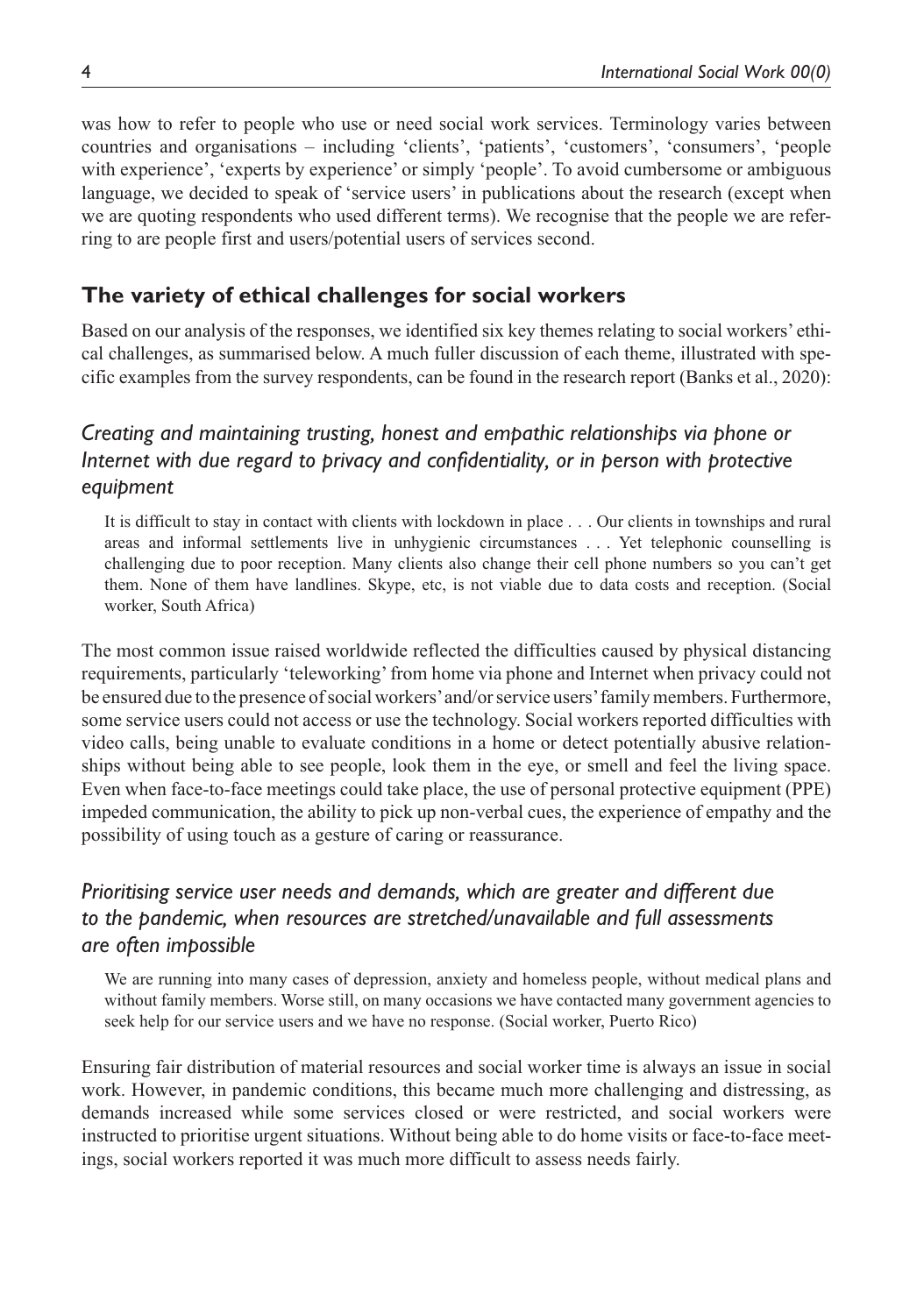was how to refer to people who use or need social work services. Terminology varies between countries and organisations – including 'clients', 'patients', 'customers', 'consumers', 'people with experience', 'experts by experience' or simply 'people'. To avoid cumbersome or ambiguous language, we decided to speak of 'service users' in publications about the research (except when we are quoting respondents who used different terms). We recognise that the people we are referring to are people first and users/potential users of services second.

## The variety of ethical challenges for social workers

Based on our analysis of the responses, we identified six key themes relating to social workers' ethical challenges, as summarised below. A much fuller discussion of each theme, illustrated with specific examples from the survey respondents, can be found in the research report (Banks et al., 2020):

### *Creating and maintaining trusting, honest and empathic relationships via phone or Internet with due regard to privacy and confidentiality, or in person with protective equipment*

> It is difficult to stay in contact with clients with lockdown in place . . . Our clients in townships and rural areas and informal settlements live in unhygienic circumstances . . . Yet telephonic counselling is challenging due to poor reception. Many clients also change their cell phone numbers so you can't get them. None of them have landlines. Skype, etc, is not viable due to data costs and reception. (Social worker, South Africa)

The most common issue raised worldwide reflected the difficulties caused by physical distancing requirements, particularly 'teleworking' from home via phone and Internet when privacy could not be ensured due to the presence of social workers' and/or service users' family members. Furthermore, some service users could not access or use the technology. Social workers reported difficulties with video calls, being unable to evaluate conditions in a home or detect potentially abusive relationships without being able to see people, look them in the eye, or smell and feel the living space. Even when face-to-face meetings could take place, the use of personal protective equipment (PPE) impeded communication, the ability to pick up non-verbal cues, the experience of empathy and the possibility of using touch as a gesture of caring or reassurance.

### *Prioritising service user needs and demands, which are greater and different due to the pandemic, when resources are stretched/unavailable and full assessments are often impossible*

> We are running into many cases of depression, anxiety and homeless people, without medical plans and without family members. Worse still, on many occasions we have contacted many government agencies to seek help for our service users and we have no response. (Social worker, Puerto Rico)

Ensuring fair distribution of material resources and social worker time is always an issue in social work. However, in pandemic conditions, this became much more challenging and distressing, as demands increased while some services closed or were restricted, and social workers were instructed to prioritise urgent situations. Without being able to do home visits or face-to-face meetings, social workers reported it was much more difficult to assess needs fairly.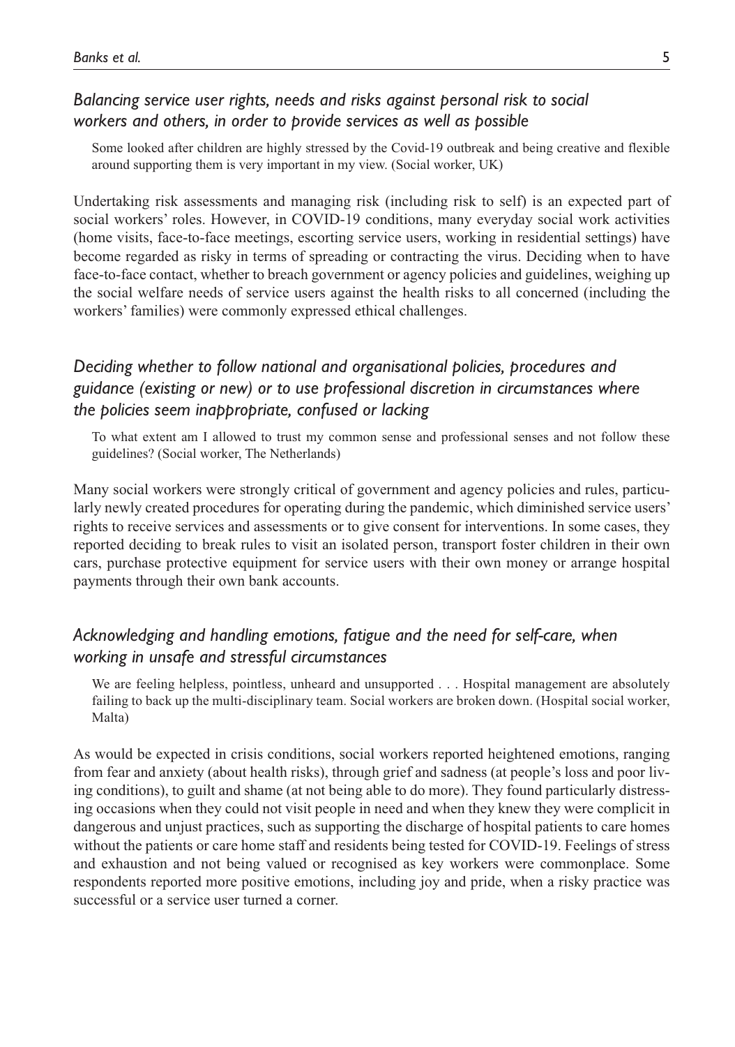### *Balancing service user rights, needs and risks against personal risk to social workers and others, in order to provide services as well as possible*

> Some looked after children are highly stressed by the Covid-19 outbreak and being creative and flexible around supporting them is very important in my view. (Social worker, UK)

Undertaking risk assessments and managing risk (including risk to self) is an expected part of social workers' roles. However, in COVID-19 conditions, many everyday social work activities (home visits, face-to-face meetings, escorting service users, working in residential settings) have become regarded as risky in terms of spreading or contracting the virus. Deciding when to have face-to-face contact, whether to breach government or agency policies and guidelines, weighing up the social welfare needs of service users against the health risks to all concerned (including the workers' families) were commonly expressed ethical challenges.

### *Deciding whether to follow national and organisational policies, procedures and guidance (existing or new) or to use professional discretion in circumstances where the policies seem inappropriate, confused or lacking*

> To what extent am I allowed to trust my common sense and professional senses and not follow these guidelines? (Social worker, The Netherlands)

Many social workers were strongly critical of government and agency policies and rules, particularly newly created procedures for operating during the pandemic, which diminished service users' rights to receive services and assessments or to give consent for interventions. In some cases, they reported deciding to break rules to visit an isolated person, transport foster children in their own cars, purchase protective equipment for service users with their own money or arrange hospital payments through their own bank accounts.

### *Acknowledging and handling emotions, fatigue and the need for self-care, when working in unsafe and stressful circumstances*

> We are feeling helpless, pointless, unheard and unsupported . . . Hospital management are absolutely failing to back up the multi-disciplinary team. Social workers are broken down. (Hospital social worker, Malta)

As would be expected in crisis conditions, social workers reported heightened emotions, ranging from fear and anxiety (about health risks), through grief and sadness (at people's loss and poor living conditions), to guilt and shame (at not being able to do more). They found particularly distressing occasions when they could not visit people in need and when they knew they were complicit in dangerous and unjust practices, such as supporting the discharge of hospital patients to care homes without the patients or care home staff and residents being tested for COVID-19. Feelings of stress and exhaustion and not being valued or recognised as key workers were commonplace. Some respondents reported more positive emotions, including joy and pride, when a risky practice was successful or a service user turned a corner.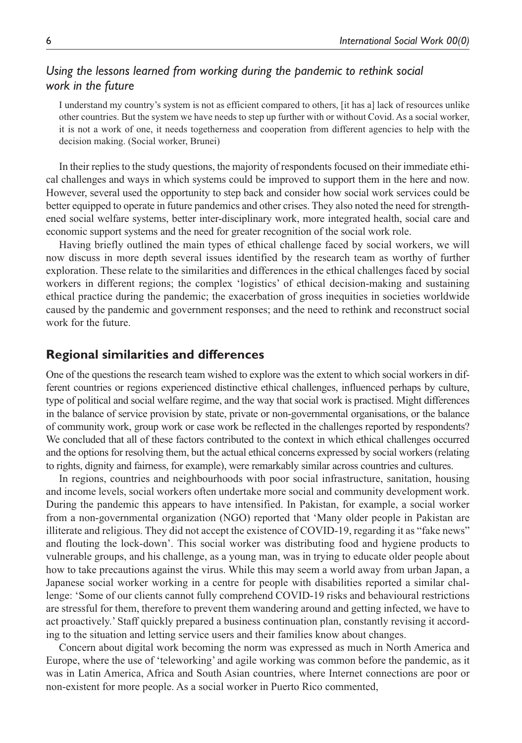### *Using the lessons learned from working during the pandemic to rethink social work in the future*

> I understand my country's system is not as efficient compared to others, [it has a] lack of resources unlike other countries. But the system we have needs to step up further with or without Covid. As a social worker, it is not a work of one, it needs togetherness and cooperation from different agencies to help with the decision making. (Social worker, Brunei)

In their replies to the study questions, the majority of respondents focused on their immediate ethical challenges and ways in which systems could be improved to support them in the here and now. However, several used the opportunity to step back and consider how social work services could be better equipped to operate in future pandemics and other crises. They also noted the need for strengthened social welfare systems, better inter-disciplinary work, more integrated health, social care and economic support systems and the need for greater recognition of the social work role.

Having briefly outlined the main types of ethical challenge faced by social workers, we will now discuss in more depth several issues identified by the research team as worthy of further exploration. These relate to the similarities and differences in the ethical challenges faced by social workers in different regions; the complex 'logistics' of ethical decision-making and sustaining ethical practice during the pandemic; the exacerbation of gross inequities in societies worldwide caused by the pandemic and government responses; and the need to rethink and reconstruct social work for the future.

## Regional similarities and differences

One of the questions the research team wished to explore was the extent to which social workers in different countries or regions experienced distinctive ethical challenges, influenced perhaps by culture, type of political and social welfare regime, and the way that social work is practised. Might differences in the balance of service provision by state, private or non-governmental organisations, or the balance of community work, group work or case work be reflected in the challenges reported by respondents? We concluded that all of these factors contributed to the context in which ethical challenges occurred and the options for resolving them, but the actual ethical concerns expressed by social workers (relating to rights, dignity and fairness, for example), were remarkably similar across countries and cultures.

In regions, countries and neighbourhoods with poor social infrastructure, sanitation, housing and income levels, social workers often undertake more social and community development work. During the pandemic this appears to have intensified. In Pakistan, for example, a social worker from a non-governmental organization (NGO) reported that 'Many older people in Pakistan are illiterate and religious. They did not accept the existence of COVID-19, regarding it as "fake news" and flouting the lock-down'. This social worker was distributing food and hygiene products to vulnerable groups, and his challenge, as a young man, was in trying to educate older people about how to take precautions against the virus. While this may seem a world away from urban Japan, a Japanese social worker working in a centre for people with disabilities reported a similar challenge: 'Some of our clients cannot fully comprehend COVID-19 risks and behavioural restrictions are stressful for them, therefore to prevent them wandering around and getting infected, we have to act proactively.' Staff quickly prepared a business continuation plan, constantly revising it according to the situation and letting service users and their families know about changes.

Concern about digital work becoming the norm was expressed as much in North America and Europe, where the use of 'teleworking' and agile working was common before the pandemic, as it was in Latin America, Africa and South Asian countries, where Internet connections are poor or non-existent for more people. As a social worker in Puerto Rico commented,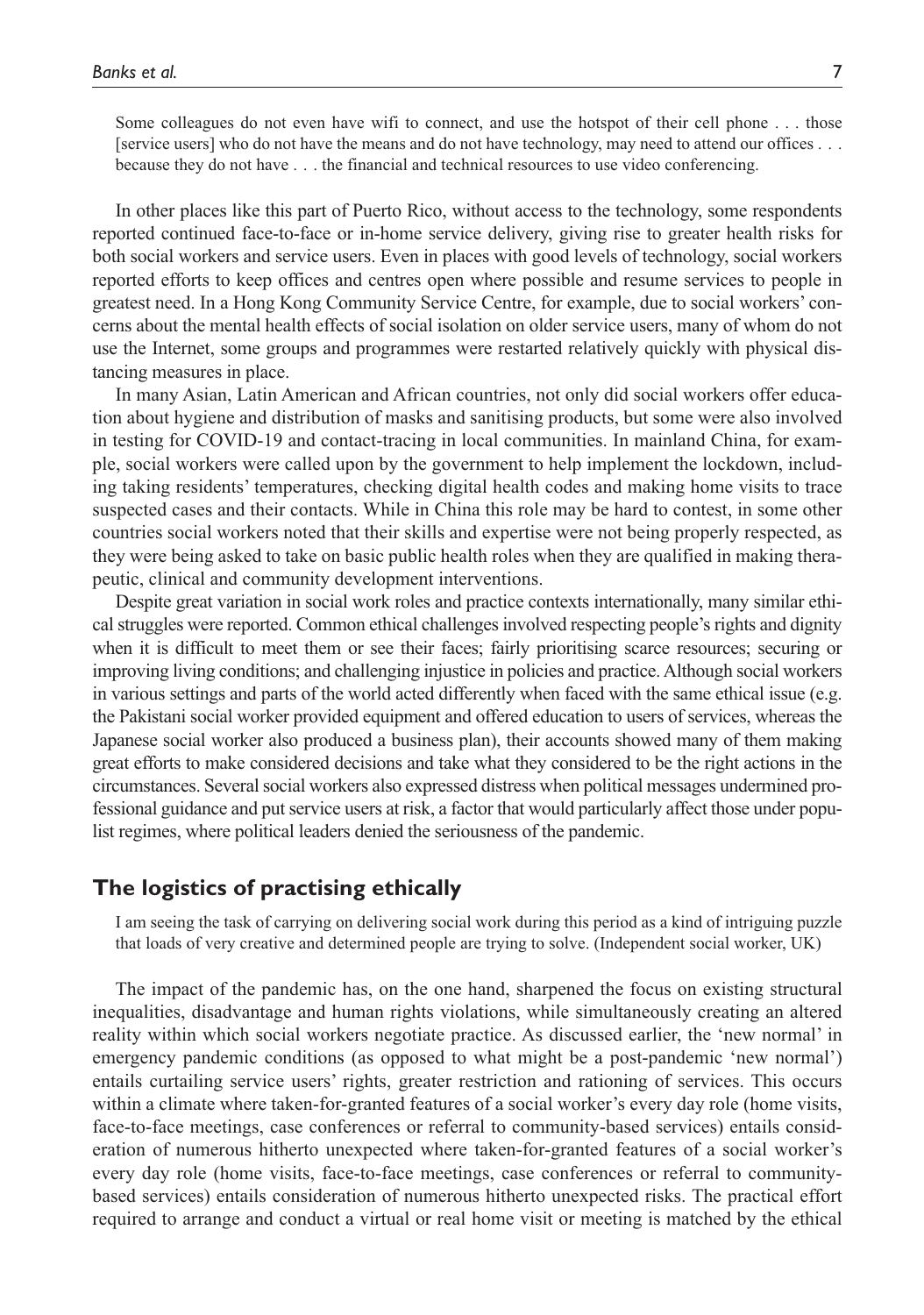> Some colleagues do not even have wifi to connect, and use the hotspot of their cell phone . . . those [service users] who do not have the means and do not have technology, may need to attend our offices . . . because they do not have . . . the financial and technical resources to use video conferencing.

In other places like this part of Puerto Rico, without access to the technology, some respondents reported continued face-to-face or in-home service delivery, giving rise to greater health risks for both social workers and service users. Even in places with good levels of technology, social workers reported efforts to keep offices and centres open where possible and resume services to people in greatest need. In a Hong Kong Community Service Centre, for example, due to social workers' concerns about the mental health effects of social isolation on older service users, many of whom do not use the Internet, some groups and programmes were restarted relatively quickly with physical distancing measures in place.

In many Asian, Latin American and African countries, not only did social workers offer education about hygiene and distribution of masks and sanitising products, but some were also involved in testing for COVID-19 and contact-tracing in local communities. In mainland China, for example, social workers were called upon by the government to help implement the lockdown, including taking residents' temperatures, checking digital health codes and making home visits to trace suspected cases and their contacts. While in China this role may be hard to contest, in some other countries social workers noted that their skills and expertise were not being properly respected, as they were being asked to take on basic public health roles when they are qualified in making therapeutic, clinical and community development interventions.

Despite great variation in social work roles and practice contexts internationally, many similar ethical struggles were reported. Common ethical challenges involved respecting people's rights and dignity when it is difficult to meet them or see their faces; fairly prioritising scarce resources; securing or improving living conditions; and challenging injustice in policies and practice. Although social workers in various settings and parts of the world acted differently when faced with the same ethical issue (e.g. the Pakistani social worker provided equipment and offered education to users of services, whereas the Japanese social worker also produced a business plan), their accounts showed many of them making great efforts to make considered decisions and take what they considered to be the right actions in the circumstances. Several social workers also expressed distress when political messages undermined professional guidance and put service users at risk, a factor that would particularly affect those under populist regimes, where political leaders denied the seriousness of the pandemic.

## The logistics of practising ethically

> I am seeing the task of carrying on delivering social work during this period as a kind of intriguing puzzle that loads of very creative and determined people are trying to solve. (Independent social worker, UK)

The impact of the pandemic has, on the one hand, sharpened the focus on existing structural inequalities, disadvantage and human rights violations, while simultaneously creating an altered reality within which social workers negotiate practice. As discussed earlier, the 'new normal' in emergency pandemic conditions (as opposed to what might be a post-pandemic 'new normal') entails curtailing service users' rights, greater restriction and rationing of services. This occurs within a climate where taken-for-granted features of a social worker's every day role (home visits, face-to-face meetings, case conferences or referral to community-based services) entails consideration of numerous hitherto unexpected where taken-for-granted features of a social worker's every day role (home visits, face-to-face meetings, case conferences or referral to community-based services) entails consideration of numerous hitherto unexpected risks. The practical effort required to arrange and conduct a virtual or real home visit or meeting is matched by the ethical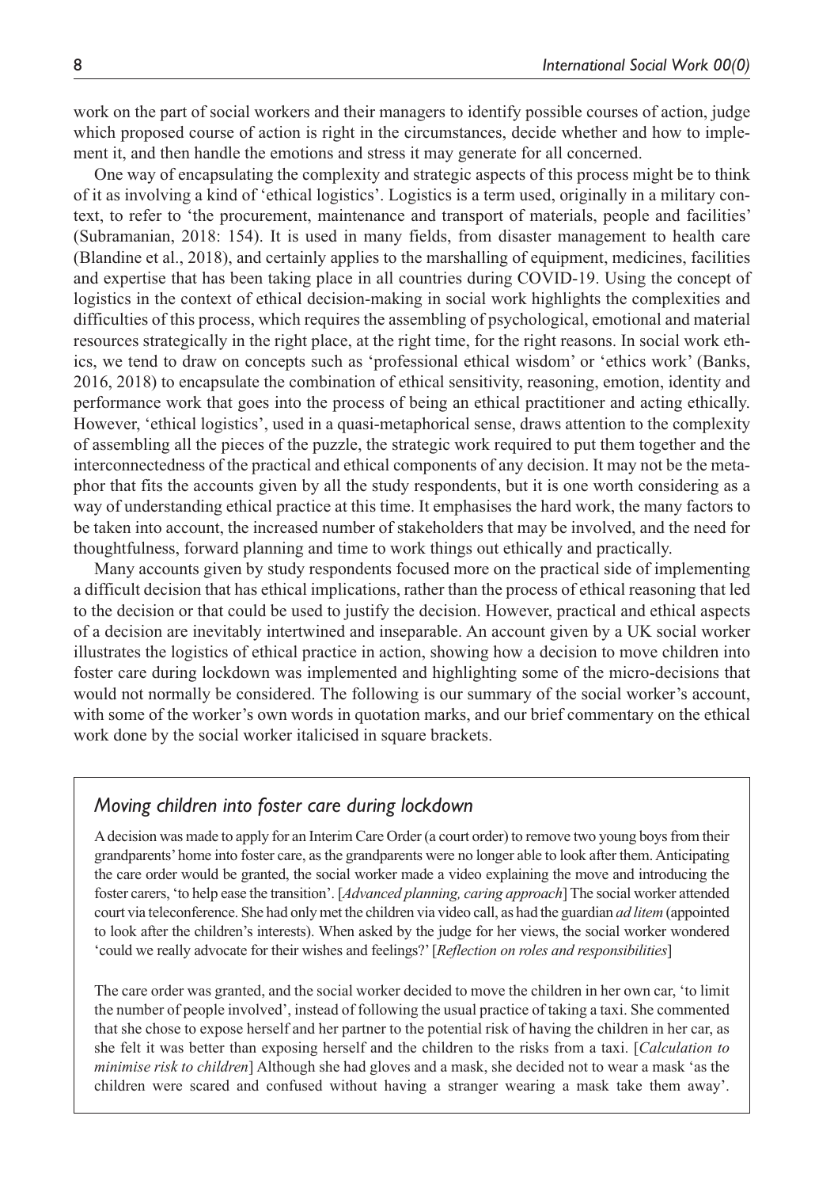work on the part of social workers and their managers to identify possible courses of action, judge which proposed course of action is right in the circumstances, decide whether and how to implement it, and then handle the emotions and stress it may generate for all concerned.

One way of encapsulating the complexity and strategic aspects of this process might be to think of it as involving a kind of 'ethical logistics'. Logistics is a term used, originally in a military context, to refer to 'the procurement, maintenance and transport of materials, people and facilities' (Subramanian, 2018: 154). It is used in many fields, from disaster management to health care (Blandine et al., 2018), and certainly applies to the marshalling of equipment, medicines, facilities and expertise that has been taking place in all countries during COVID-19. Using the concept of logistics in the context of ethical decision-making in social work highlights the complexities and difficulties of this process, which requires the assembling of psychological, emotional and material resources strategically in the right place, at the right time, for the right reasons. In social work ethics, we tend to draw on concepts such as 'professional ethical wisdom' or 'ethics work' (Banks, 2016, 2018) to encapsulate the combination of ethical sensitivity, reasoning, emotion, identity and performance work that goes into the process of being an ethical practitioner and acting ethically. However, 'ethical logistics', used in a quasi-metaphorical sense, draws attention to the complexity of assembling all the pieces of the puzzle, the strategic work required to put them together and the interconnectedness of the practical and ethical components of any decision. It may not be the metaphor that fits the accounts given by all the study respondents, but it is one worth considering as a way of understanding ethical practice at this time. It emphasises the hard work, the many factors to be taken into account, the increased number of stakeholders that may be involved, and the need for thoughtfulness, forward planning and time to work things out ethically and practically.

Many accounts given by study respondents focused more on the practical side of implementing a difficult decision that has ethical implications, rather than the process of ethical reasoning that led to the decision or that could be used to justify the decision. However, practical and ethical aspects of a decision are inevitably intertwined and inseparable. An account given by a UK social worker illustrates the logistics of ethical practice in action, showing how a decision to move children into foster care during lockdown was implemented and highlighting some of the micro-decisions that would not normally be considered. The following is our summary of the social worker's account, with some of the worker's own words in quotation marks, and our brief commentary on the ethical work done by the social worker italicised in square brackets.

### *Moving children into foster care during lockdown*

A decision was made to apply for an Interim Care Order (a court order) to remove two young boys from their grandparents' home into foster care, as the grandparents were no longer able to look after them. Anticipating the care order would be granted, the social worker made a video explaining the move and introducing the foster carers, 'to help ease the transition'. [*Advanced planning, caring approach*] The social worker attended court via teleconference. She had only met the children via video call, as had the guardian *ad litem* (appointed to look after the children's interests). When asked by the judge for her views, the social worker wondered 'could we really advocate for their wishes and feelings?' [*Reflection on roles and responsibilities*]

The care order was granted, and the social worker decided to move the children in her own car, 'to limit the number of people involved', instead of following the usual practice of taking a taxi. She commented that she chose to expose herself and her partner to the potential risk of having the children in her car, as she felt it was better than exposing herself and the children to the risks from a taxi. [*Calculation to minimise risk to children*] Although she had gloves and a mask, she decided not to wear a mask 'as the children were scared and confused without having a stranger wearing a mask take them away'.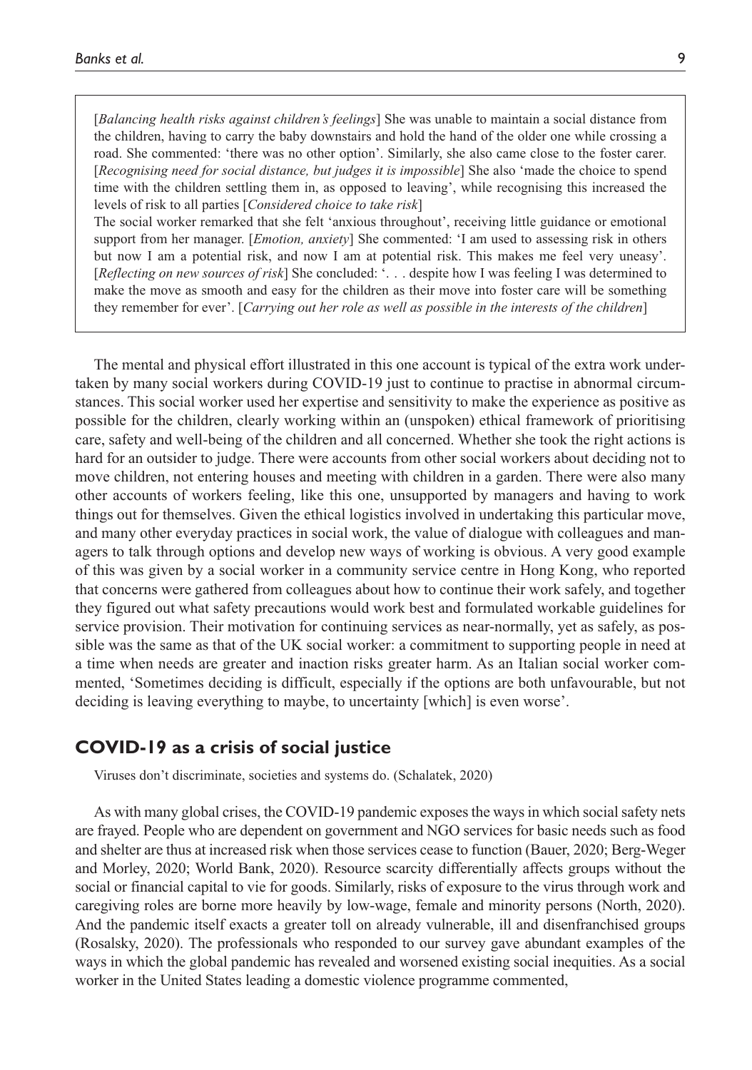[*Balancing health risks against children's feelings*] She was unable to maintain a social distance from the children, having to carry the baby downstairs and hold the hand of the older one while crossing a road. She commented: 'there was no other option'. Similarly, she also came close to the foster carer. [*Recognising need for social distance, but judges it is impossible*] She also 'made the choice to spend time with the children settling them in, as opposed to leaving', while recognising this increased the levels of risk to all parties [*Considered choice to take risk*]

The social worker remarked that she felt 'anxious throughout', receiving little guidance or emotional support from her manager. [*Emotion, anxiety*] She commented: 'I am used to assessing risk in others but now I am a potential risk, and now I am at potential risk. This makes me feel very uneasy'. [*Reflecting on new sources of risk*] She concluded: '. . . despite how I was feeling I was determined to make the move as smooth and easy for the children as their move into foster care will be something they remember for ever'. [*Carrying out her role as well as possible in the interests of the children*]

The mental and physical effort illustrated in this one account is typical of the extra work undertaken by many social workers during COVID-19 just to continue to practise in abnormal circumstances. This social worker used her expertise and sensitivity to make the experience as positive as possible for the children, clearly working within an (unspoken) ethical framework of prioritising care, safety and well-being of the children and all concerned. Whether she took the right actions is hard for an outsider to judge. There were accounts from other social workers about deciding not to move children, not entering houses and meeting with children in a garden. There were also many other accounts of workers feeling, like this one, unsupported by managers and having to work things out for themselves. Given the ethical logistics involved in undertaking this particular move, and many other everyday practices in social work, the value of dialogue with colleagues and managers to talk through options and develop new ways of working is obvious. A very good example of this was given by a social worker in a community service centre in Hong Kong, who reported that concerns were gathered from colleagues about how to continue their work safely, and together they figured out what safety precautions would work best and formulated workable guidelines for service provision. Their motivation for continuing services as near-normally, yet as safely, as possible was the same as that of the UK social worker: a commitment to supporting people in need at a time when needs are greater and inaction risks greater harm. As an Italian social worker commented, 'Sometimes deciding is difficult, especially if the options are both unfavourable, but not deciding is leaving everything to maybe, to uncertainty [which] is even worse'.

## COVID-19 as a crisis of social justice

Viruses don't discriminate, societies and systems do. (Schalatek, 2020)

As with many global crises, the COVID-19 pandemic exposes the ways in which social safety nets are frayed. People who are dependent on government and NGO services for basic needs such as food and shelter are thus at increased risk when those services cease to function (Bauer, 2020; Berg-Weger and Morley, 2020; World Bank, 2020). Resource scarcity differentially affects groups without the social or financial capital to vie for goods. Similarly, risks of exposure to the virus through work and caregiving roles are borne more heavily by low-wage, female and minority persons (North, 2020). And the pandemic itself exacts a greater toll on already vulnerable, ill and disenfranchised groups (Rosalsky, 2020). The professionals who responded to our survey gave abundant examples of the ways in which the global pandemic has revealed and worsened existing social inequities. As a social worker in the United States leading a domestic violence programme commented,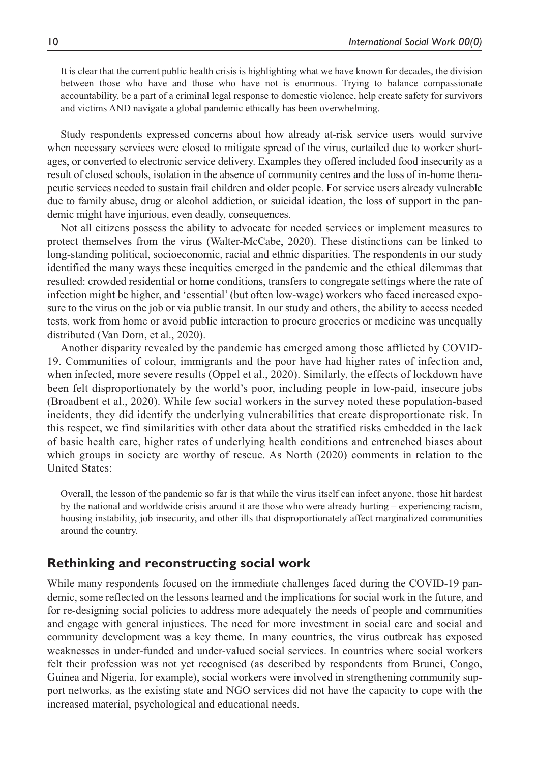> It is clear that the current public health crisis is highlighting what we have known for decades, the division between those who have and those who have not is enormous. Trying to balance compassionate accountability, be a part of a criminal legal response to domestic violence, help create safety for survivors and victims AND navigate a global pandemic ethically has been overwhelming.

Study respondents expressed concerns about how already at-risk service users would survive when necessary services were closed to mitigate spread of the virus, curtailed due to worker shortages, or converted to electronic service delivery. Examples they offered included food insecurity as a result of closed schools, isolation in the absence of community centres and the loss of in-home therapeutic services needed to sustain frail children and older people. For service users already vulnerable due to family abuse, drug or alcohol addiction, or suicidal ideation, the loss of support in the pandemic might have injurious, even deadly, consequences.

Not all citizens possess the ability to advocate for needed services or implement measures to protect themselves from the virus (Walter-McCabe, 2020). These distinctions can be linked to long-standing political, socioeconomic, racial and ethnic disparities. The respondents in our study identified the many ways these inequities emerged in the pandemic and the ethical dilemmas that resulted: crowded residential or home conditions, transfers to congregate settings where the rate of infection might be higher, and 'essential' (but often low-wage) workers who faced increased exposure to the virus on the job or via public transit. In our study and others, the ability to access needed tests, work from home or avoid public interaction to procure groceries or medicine was unequally distributed (Van Dorn, et al., 2020).

Another disparity revealed by the pandemic has emerged among those afflicted by COVID-19. Communities of colour, immigrants and the poor have had higher rates of infection and, when infected, more severe results (Oppel et al., 2020). Similarly, the effects of lockdown have been felt disproportionately by the world's poor, including people in low-paid, insecure jobs (Broadbent et al., 2020). While few social workers in the survey noted these population-based incidents, they did identify the underlying vulnerabilities that create disproportionate risk. In this respect, we find similarities with other data about the stratified risks embedded in the lack of basic health care, higher rates of underlying health conditions and entrenched biases about which groups in society are worthy of rescue. As North (2020) comments in relation to the United States:

> Overall, the lesson of the pandemic so far is that while the virus itself can infect anyone, those hit hardest by the national and worldwide crisis around it are those who were already hurting – experiencing racism, housing instability, job insecurity, and other ills that disproportionately affect marginalized communities around the country.

## Rethinking and reconstructing social work

While many respondents focused on the immediate challenges faced during the COVID-19 pandemic, some reflected on the lessons learned and the implications for social work in the future, and for re-designing social policies to address more adequately the needs of people and communities and engage with general injustices. The need for more investment in social care and social and community development was a key theme. In many countries, the virus outbreak has exposed weaknesses in under-funded and under-valued social services. In countries where social workers felt their profession was not yet recognised (as described by respondents from Brunei, Congo, Guinea and Nigeria, for example), social workers were involved in strengthening community support networks, as the existing state and NGO services did not have the capacity to cope with the increased material, psychological and educational needs.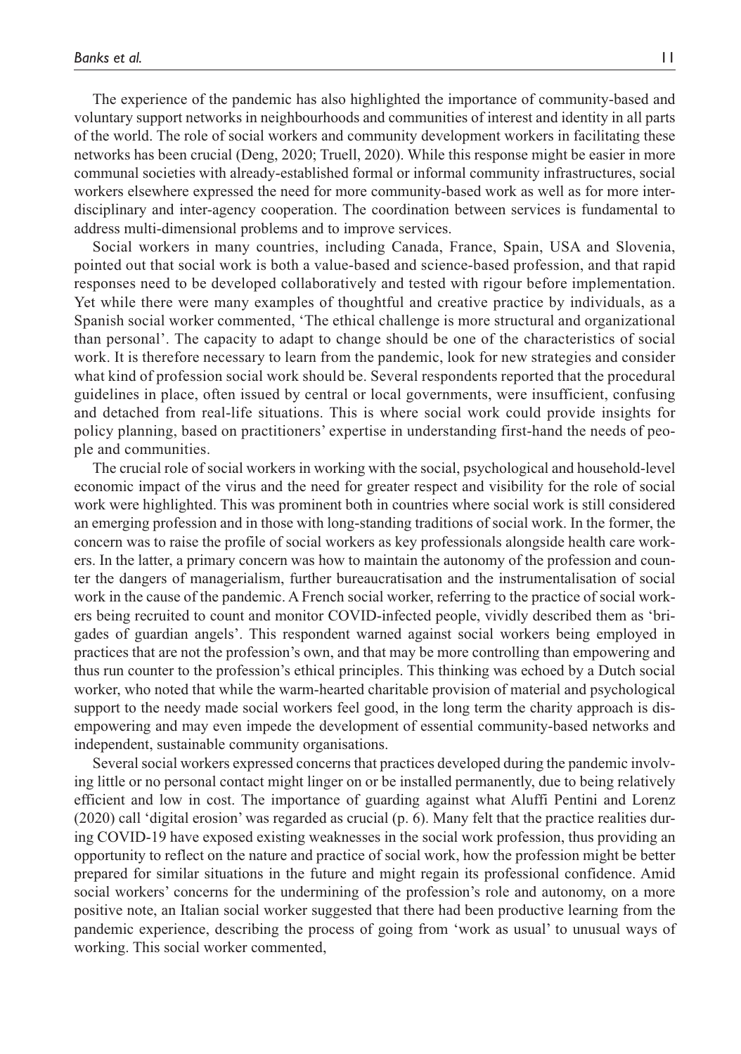The experience of the pandemic has also highlighted the importance of community-based and voluntary support networks in neighbourhoods and communities of interest and identity in all parts of the world. The role of social workers and community development workers in facilitating these networks has been crucial (Deng, 2020; Truell, 2020). While this response might be easier in more communal societies with already-established formal or informal community infrastructures, social workers elsewhere expressed the need for more community-based work as well as for more inter-disciplinary and inter-agency cooperation. The coordination between services is fundamental to address multi-dimensional problems and to improve services.

Social workers in many countries, including Canada, France, Spain, USA and Slovenia, pointed out that social work is both a value-based and science-based profession, and that rapid responses need to be developed collaboratively and tested with rigour before implementation. Yet while there were many examples of thoughtful and creative practice by individuals, as a Spanish social worker commented, 'The ethical challenge is more structural and organizational than personal'. The capacity to adapt to change should be one of the characteristics of social work. It is therefore necessary to learn from the pandemic, look for new strategies and consider what kind of profession social work should be. Several respondents reported that the procedural guidelines in place, often issued by central or local governments, were insufficient, confusing and detached from real-life situations. This is where social work could provide insights for policy planning, based on practitioners' expertise in understanding first-hand the needs of people and communities.

The crucial role of social workers in working with the social, psychological and household-level economic impact of the virus and the need for greater respect and visibility for the role of social work were highlighted. This was prominent both in countries where social work is still considered an emerging profession and in those with long-standing traditions of social work. In the former, the concern was to raise the profile of social workers as key professionals alongside health care workers. In the latter, a primary concern was how to maintain the autonomy of the profession and counter the dangers of managerialism, further bureaucratisation and the instrumentalisation of social work in the cause of the pandemic. A French social worker, referring to the practice of social workers being recruited to count and monitor COVID-infected people, vividly described them as 'brigades of guardian angels'. This respondent warned against social workers being employed in practices that are not the profession's own, and that may be more controlling than empowering and thus run counter to the profession's ethical principles. This thinking was echoed by a Dutch social worker, who noted that while the warm-hearted charitable provision of material and psychological support to the needy made social workers feel good, in the long term the charity approach is disempowering and may even impede the development of essential community-based networks and independent, sustainable community organisations.

Several social workers expressed concerns that practices developed during the pandemic involving little or no personal contact might linger on or be installed permanently, due to being relatively efficient and low in cost. The importance of guarding against what Aluffi Pentini and Lorenz (2020) call 'digital erosion' was regarded as crucial (p. 6). Many felt that the practice realities during COVID-19 have exposed existing weaknesses in the social work profession, thus providing an opportunity to reflect on the nature and practice of social work, how the profession might be better prepared for similar situations in the future and might regain its professional confidence. Amid social workers' concerns for the undermining of the profession's role and autonomy, on a more positive note, an Italian social worker suggested that there had been productive learning from the pandemic experience, describing the process of going from 'work as usual' to unusual ways of working. This social worker commented,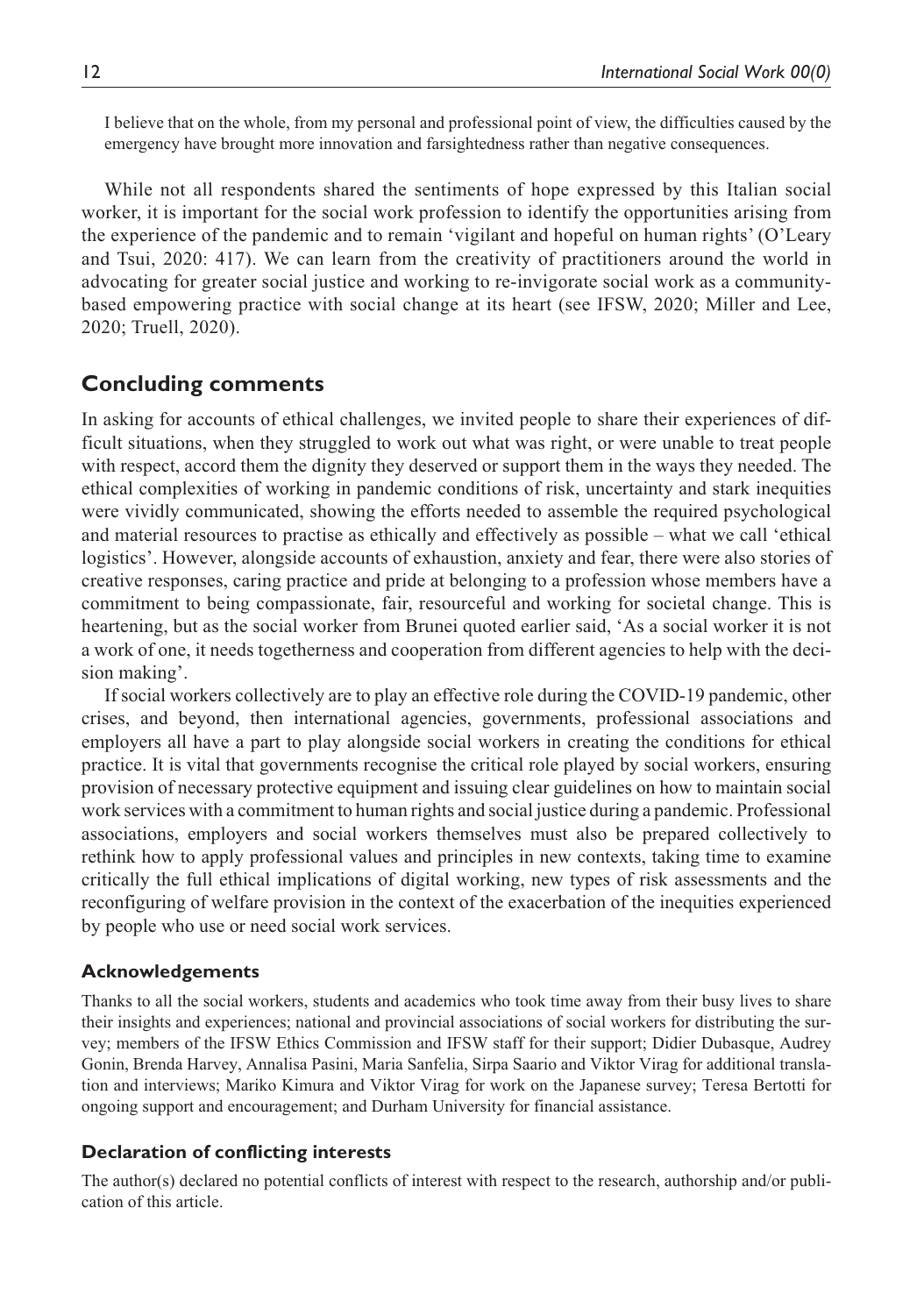> I believe that on the whole, from my personal and professional point of view, the difficulties caused by the emergency have brought more innovation and farsightedness rather than negative consequences.

While not all respondents shared the sentiments of hope expressed by this Italian social worker, it is important for the social work profession to identify the opportunities arising from the experience of the pandemic and to remain 'vigilant and hopeful on human rights' (O'Leary and Tsui, 2020: 417). We can learn from the creativity of practitioners around the world in advocating for greater social justice and working to re-invigorate social work as a community-based empowering practice with social change at its heart (see IFSW, 2020; Miller and Lee, 2020; Truell, 2020).

## Concluding comments

In asking for accounts of ethical challenges, we invited people to share their experiences of difficult situations, when they struggled to work out what was right, or were unable to treat people with respect, accord them the dignity they deserved or support them in the ways they needed. The ethical complexities of working in pandemic conditions of risk, uncertainty and stark inequities were vividly communicated, showing the efforts needed to assemble the required psychological and material resources to practise as ethically and effectively as possible – what we call 'ethical logistics'. However, alongside accounts of exhaustion, anxiety and fear, there were also stories of creative responses, caring practice and pride at belonging to a profession whose members have a commitment to being compassionate, fair, resourceful and working for societal change. This is heartening, but as the social worker from Brunei quoted earlier said, 'As a social worker it is not a work of one, it needs togetherness and cooperation from different agencies to help with the decision making'.

If social workers collectively are to play an effective role during the COVID-19 pandemic, other crises, and beyond, then international agencies, governments, professional associations and employers all have a part to play alongside social workers in creating the conditions for ethical practice. It is vital that governments recognise the critical role played by social workers, ensuring provision of necessary protective equipment and issuing clear guidelines on how to maintain social work services with a commitment to human rights and social justice during a pandemic. Professional associations, employers and social workers themselves must also be prepared collectively to rethink how to apply professional values and principles in new contexts, taking time to examine critically the full ethical implications of digital working, new types of risk assessments and the reconfiguring of welfare provision in the context of the exacerbation of the inequities experienced by people who use or need social work services.

### Acknowledgements

Thanks to all the social workers, students and academics who took time away from their busy lives to share their insights and experiences; national and provincial associations of social workers for distributing the survey; members of the IFSW Ethics Commission and IFSW staff for their support; Didier Dubasque, Audrey Gonin, Brenda Harvey, Annalisa Pasini, Maria Sanfelia, Sirpa Saario and Viktor Virag for additional translation and interviews; Mariko Kimura and Viktor Virag for work on the Japanese survey; Teresa Bertotti for ongoing support and encouragement; and Durham University for financial assistance.

### Declaration of conflicting interests

The author(s) declared no potential conflicts of interest with respect to the research, authorship and/or publication of this article.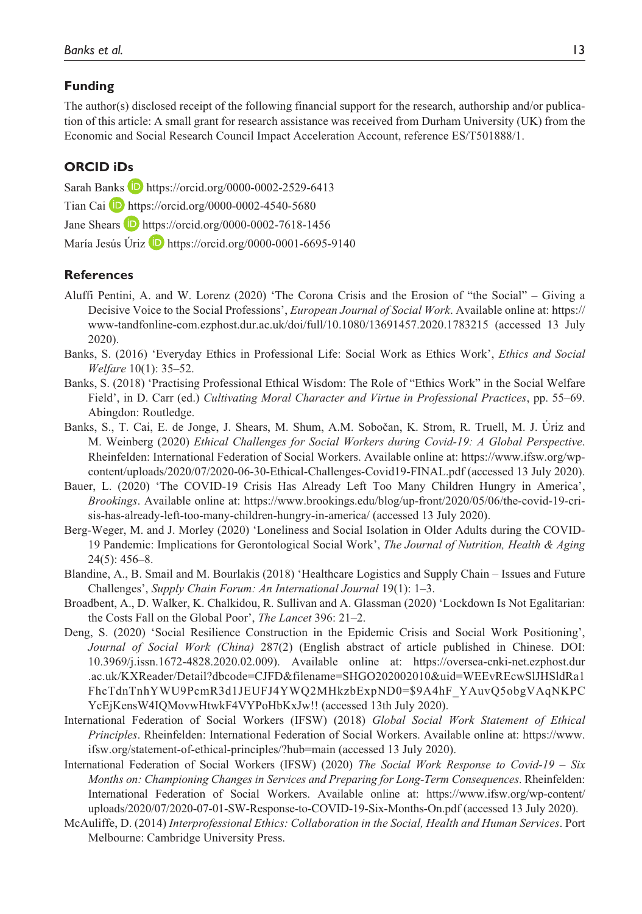## Funding

The author(s) disclosed receipt of the following financial support for the research, authorship and/or publication of this article: A small grant for research assistance was received from Durham University (UK) from the Economic and Social Research Council Impact Acceleration Account, reference ES/T501888/1.

## ORCID iDs

Sarah Banks https://orcid.org/0000-0002-2529-6413

Tian Cai https://orcid.org/0000-0002-4540-5680

Jane Shears https://orcid.org/0000-0002-7618-1456

María Jesús Úriz https://orcid.org/0000-0001-6695-9140

## References

Aluffi Pentini, A. and W. Lorenz (2020) 'The Corona Crisis and the Erosion of "the Social" – Giving a Decisive Voice to the Social Professions', *European Journal of Social Work*. Available online at: https://www-tandfonline-com.ezphost.dur.ac.uk/doi/full/10.1080/13691457.2020.1783215 (accessed 13 July 2020).

Banks, S. (2016) 'Everyday Ethics in Professional Life: Social Work as Ethics Work', *Ethics and Social Welfare* 10(1): 35–52.

Banks, S. (2018) 'Practising Professional Ethical Wisdom: The Role of "Ethics Work" in the Social Welfare Field', in D. Carr (ed.) *Cultivating Moral Character and Virtue in Professional Practices*, pp. 55–69. Abingdon: Routledge.

Banks, S., T. Cai, E. de Jonge, J. Shears, M. Shum, A.M. Sobočan, K. Strom, R. Truell, M. J. Úriz and M. Weinberg (2020) *Ethical Challenges for Social Workers during Covid-19: A Global Perspective*. Rheinfelden: International Federation of Social Workers. Available online at: https://www.ifsw.org/wp-content/uploads/2020/07/2020-06-30-Ethical-Challenges-Covid19-FINAL.pdf (accessed 13 July 2020).

Bauer, L. (2020) 'The COVID-19 Crisis Has Already Left Too Many Children Hungry in America', *Brookings*. Available online at: https://www.brookings.edu/blog/up-front/2020/05/06/the-covid-19-crisis-has-already-left-too-many-children-hungry-in-america/ (accessed 13 July 2020).

Berg-Weger, M. and J. Morley (2020) 'Loneliness and Social Isolation in Older Adults during the COVID-19 Pandemic: Implications for Gerontological Social Work', *The Journal of Nutrition, Health & Aging* 24(5): 456–8.

Blandine, A., B. Smail and M. Bourlakis (2018) 'Healthcare Logistics and Supply Chain – Issues and Future Challenges', *Supply Chain Forum: An International Journal* 19(1): 1–3.

Broadbent, A., D. Walker, K. Chalkidou, R. Sullivan and A. Glassman (2020) 'Lockdown Is Not Egalitarian: the Costs Fall on the Global Poor', *The Lancet* 396: 21–2.

Deng, S. (2020) 'Social Resilience Construction in the Epidemic Crisis and Social Work Positioning', *Journal of Social Work (China)* 287(2) (English abstract of article published in Chinese. DOI: 10.3969/j.issn.1672-4828.2020.02.009). Available online at: https://oversea-cnki-net.ezphost.dur.ac.uk/KXReader/Detail?dbcode=CJFD&filename=SHGO202002010&uid=WEEvREcwSlJHSldRa1FhcTdnTnhYWU9PcmR3d1JEUFJ4YWQ2MHkzbExpND0=$9A4hF_YAuvQ5obgVAqNKPCYcEjKensW4IQMovwHtwkF4VYPoHbKxJw!! (accessed 13th July 2020).

International Federation of Social Workers (IFSW) (2018) *Global Social Work Statement of Ethical Principles*. Rheinfelden: International Federation of Social Workers. Available online at: https://www.ifsw.org/statement-of-ethical-principles/?hub=main (accessed 13 July 2020).

International Federation of Social Workers (IFSW) (2020) *The Social Work Response to Covid-19 – Six Months on: Championing Changes in Services and Preparing for Long-Term Consequences*. Rheinfelden: International Federation of Social Workers. Available online at: https://www.ifsw.org/wp-content/uploads/2020/07/2020-07-01-SW-Response-to-COVID-19-Six-Months-On.pdf (accessed 13 July 2020).

McAuliffe, D. (2014) *Interprofessional Ethics: Collaboration in the Social, Health and Human Services*. Port Melbourne: Cambridge University Press.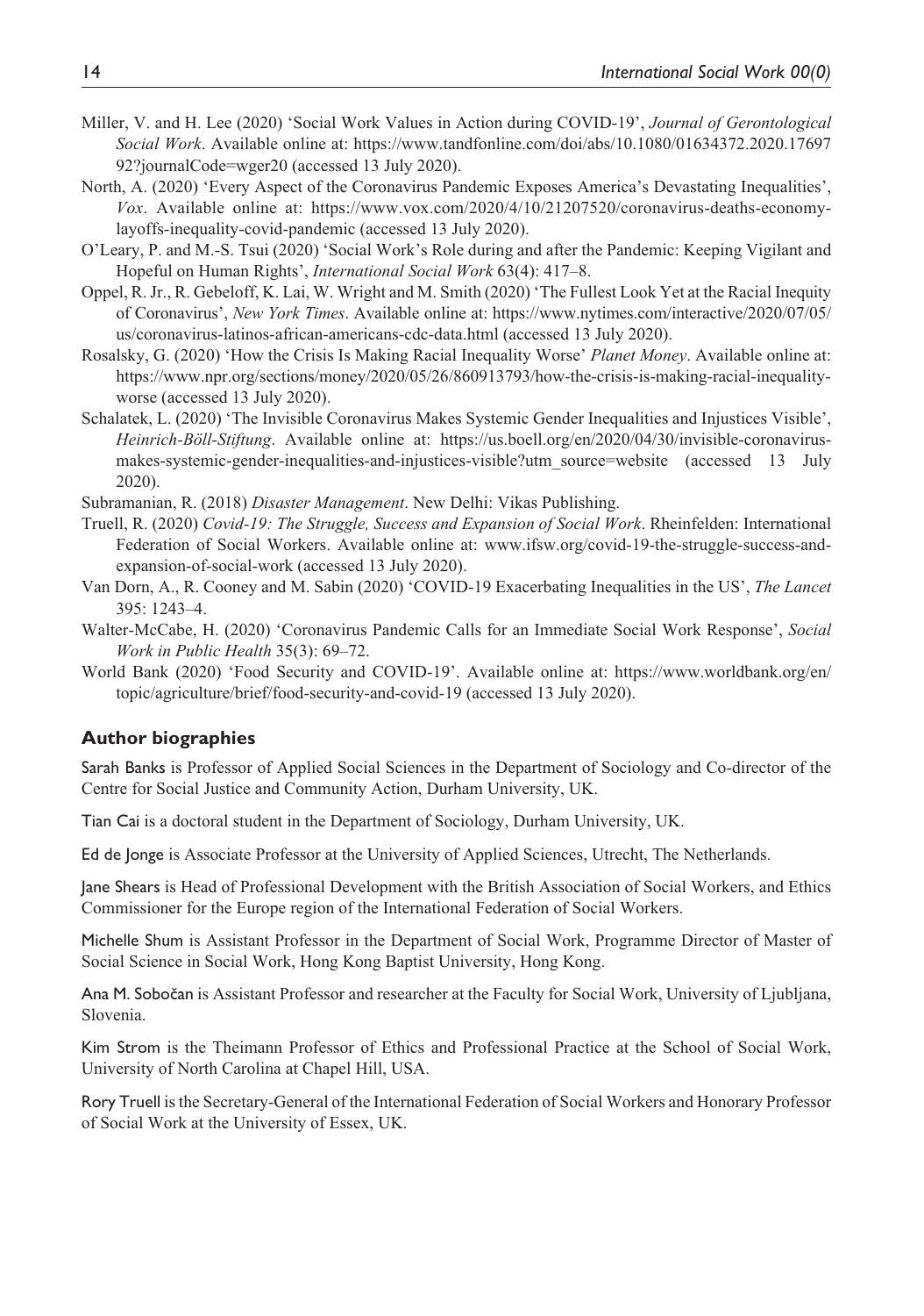Miller, V. and H. Lee (2020) 'Social Work Values in Action during COVID-19', *Journal of Gerontological Social Work*. Available online at: https://www.tandfonline.com/doi/abs/10.1080/01634372.2020.1769792?journalCode=wger20 (accessed 13 July 2020).

North, A. (2020) 'Every Aspect of the Coronavirus Pandemic Exposes America's Devastating Inequalities', *Vox*. Available online at: https://www.vox.com/2020/4/10/21207520/coronavirus-deaths-economy-layoffs-inequality-covid-pandemic (accessed 13 July 2020).

O'Leary, P. and M.-S. Tsui (2020) 'Social Work's Role during and after the Pandemic: Keeping Vigilant and Hopeful on Human Rights', *International Social Work* 63(4): 417–8.

Oppel, R. Jr., R. Gebeloff, K. Lai, W. Wright and M. Smith (2020) 'The Fullest Look Yet at the Racial Inequity of Coronavirus', *New York Times*. Available online at: https://www.nytimes.com/interactive/2020/07/05/us/coronavirus-latinos-african-americans-cdc-data.html (accessed 13 July 2020).

Rosalsky, G. (2020) 'How the Crisis Is Making Racial Inequality Worse' *Planet Money*. Available online at: https://www.npr.org/sections/money/2020/05/26/860913793/how-the-crisis-is-making-racial-inequality-worse (accessed 13 July 2020).

Schalatek, L. (2020) 'The Invisible Coronavirus Makes Systemic Gender Inequalities and Injustices Visible', *Heinrich-Böll-Stiftung*. Available online at: https://us.boell.org/en/2020/04/30/invisible-coronavirus-makes-systemic-gender-inequalities-and-injustices-visible?utm_source=website (accessed 13 July 2020).

Subramanian, R. (2018) *Disaster Management*. New Delhi: Vikas Publishing.

Truell, R. (2020) *Covid-19: The Struggle, Success and Expansion of Social Work*. Rheinfelden: International Federation of Social Workers. Available online at: www.ifsw.org/covid-19-the-struggle-success-and-expansion-of-social-work (accessed 13 July 2020).

Van Dorn, A., R. Cooney and M. Sabin (2020) 'COVID-19 Exacerbating Inequalities in the US', *The Lancet* 395: 1243–4.

Walter-McCabe, H. (2020) 'Coronavirus Pandemic Calls for an Immediate Social Work Response', *Social Work in Public Health* 35(3): 69–72.

World Bank (2020) 'Food Security and COVID-19'. Available online at: https://www.worldbank.org/en/topic/agriculture/brief/food-security-and-covid-19 (accessed 13 July 2020).

## Author biographies

Sarah Banks is Professor of Applied Social Sciences in the Department of Sociology and Co-director of the Centre for Social Justice and Community Action, Durham University, UK.

Tian Cai is a doctoral student in the Department of Sociology, Durham University, UK.

Ed de Jonge is Associate Professor at the University of Applied Sciences, Utrecht, The Netherlands.

Jane Shears is Head of Professional Development with the British Association of Social Workers, and Ethics Commissioner for the Europe region of the International Federation of Social Workers.

Michelle Shum is Assistant Professor in the Department of Social Work, Programme Director of Master of Social Science in Social Work, Hong Kong Baptist University, Hong Kong.

Ana M. Sobočan is Assistant Professor and researcher at the Faculty for Social Work, University of Ljubljana, Slovenia.

Kim Strom is the Theimann Professor of Ethics and Professional Practice at the School of Social Work, University of North Carolina at Chapel Hill, USA.

Rory Truell is the Secretary-General of the International Federation of Social Workers and Honorary Professor of Social Work at the University of Essex, UK.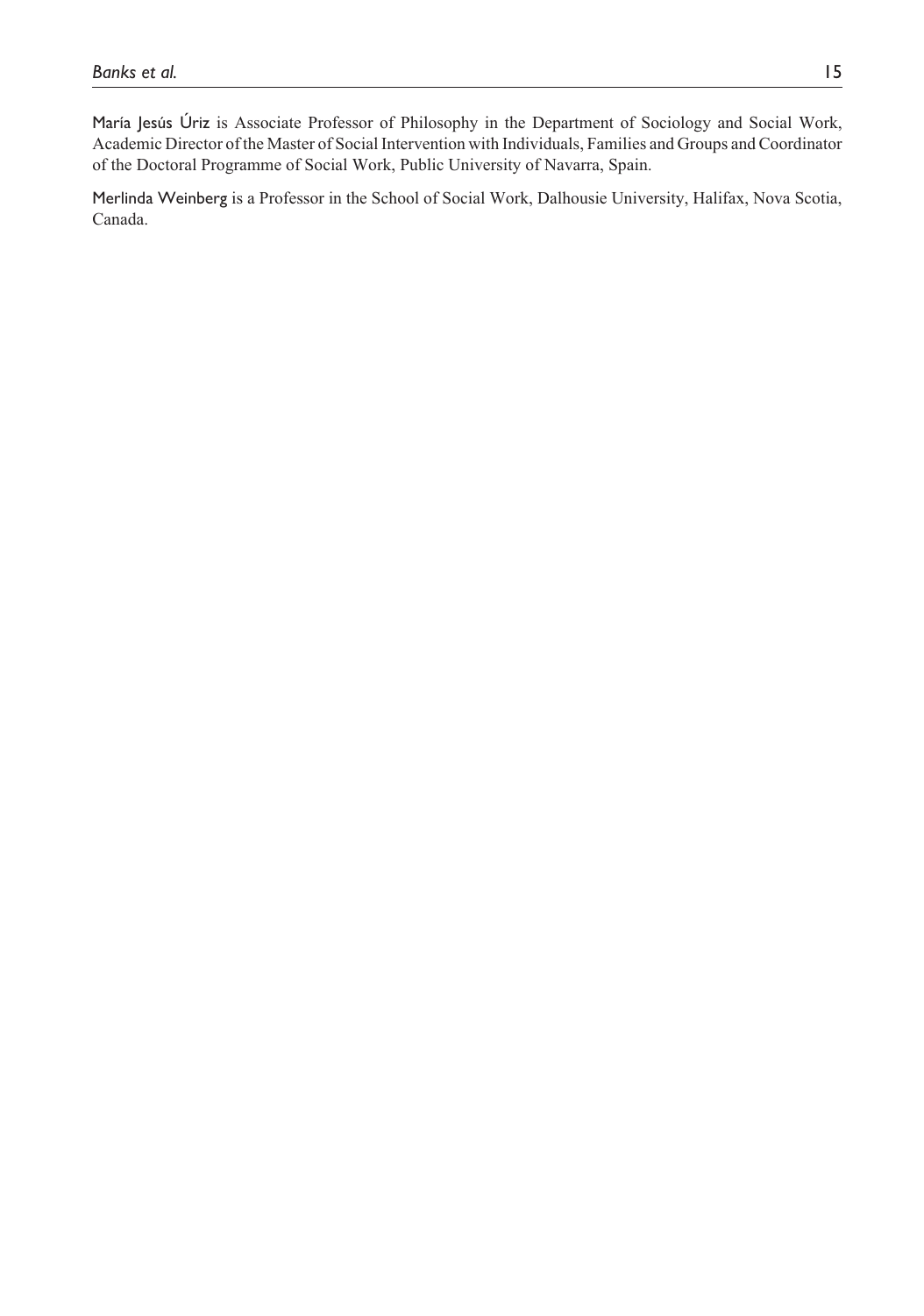**María Jesús Úriz** is Associate Professor of Philosophy in the Department of Sociology and Social Work, Academic Director of the Master of Social Intervention with Individuals, Families and Groups and Coordinator of the Doctoral Programme of Social Work, Public University of Navarra, Spain.

**Merlinda Weinberg** is a Professor in the School of Social Work, Dalhousie University, Halifax, Nova Scotia, Canada.